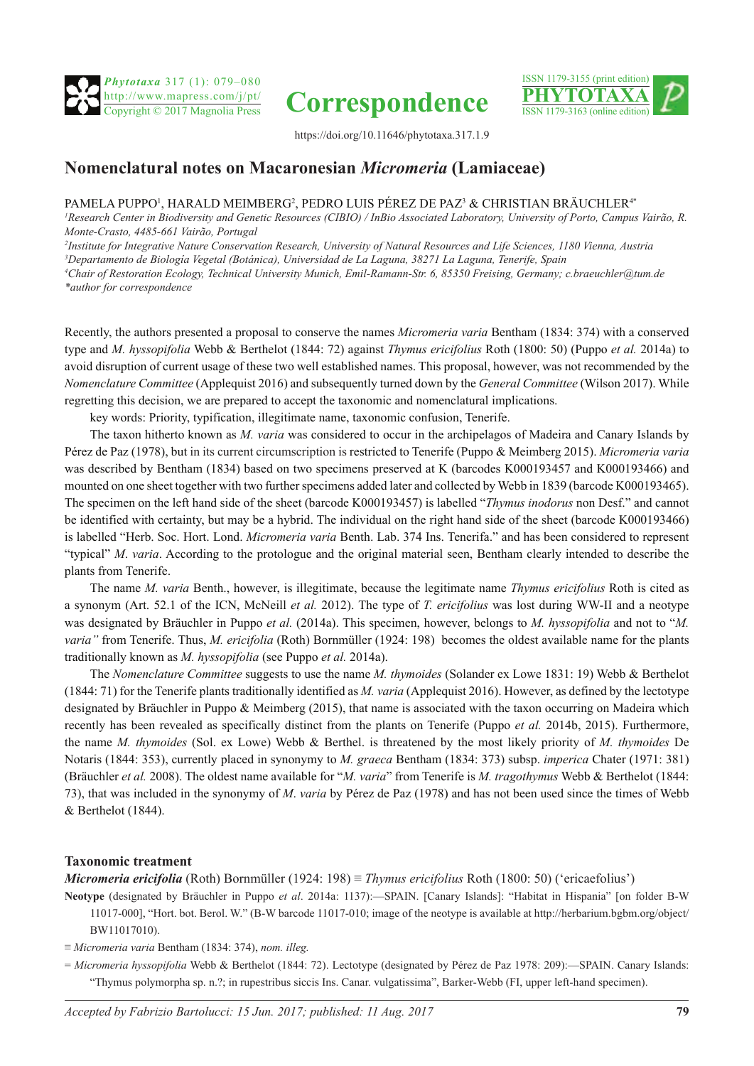https://doi.org/10.11646/phytotaxa.317.1.9

# Nomenclatural notes on Macaronesian *Micromeria* (Lamiaceae)

PAMELA PUPPO[1], HARALD MEIMBERG[2], PEDRO LUIS PÉREZ DE PAZ[3] & CHRISTIAN BRÄUCHLER[4*]

[1]*Research Center in Biodiversity and Genetic Resources (CIBIO) / InBio Associated Laboratory, University of Porto, Campus Vairão, R. Monte-Crasto, 4485-661 Vairão, Portugal*

[2]*Institute for Integrative Nature Conservation Research, University of Natural Resources and Life Sciences, 1180 Vienna, Austria*

[3]*Departamento de Biología Vegetal (Botánica), Universidad de La Laguna, 38271 La Laguna, Tenerife, Spain*

[4]*Chair of Restoration Ecology, Technical University Munich, Emil-Ramann-Str. 6, 85350 Freising, Germany; c.braeuchler@tum.de*

*\*author for correspondence*

Recently, the authors presented a proposal to conserve the names *Micromeria varia* Bentham (1834: 374) with a conserved type and *M. hyssopifolia* Webb & Berthelot (1844: 72) against *Thymus ericifolius* Roth (1800: 50) (Puppo *et al.* 2014a) to avoid disruption of current usage of these two well established names. This proposal, however, was not recommended by the *Nomenclature Committee* (Applequist 2016) and subsequently turned down by the *General Committee* (Wilson 2017). While regretting this decision, we are prepared to accept the taxonomic and nomenclatural implications.

key words: Priority, typification, illegitimate name, taxonomic confusion, Tenerife.

The taxon hitherto known as *M. varia* was considered to occur in the archipelagos of Madeira and Canary Islands by Pérez de Paz (1978), but in its current circumscription is restricted to Tenerife (Puppo & Meimberg 2015). *Micromeria varia* was described by Bentham (1834) based on two specimens preserved at K (barcodes K000193457 and K000193466) and mounted on one sheet together with two further specimens added later and collected by Webb in 1839 (barcode K000193465). The specimen on the left hand side of the sheet (barcode K000193457) is labelled "*Thymus inodorus* non Desf." and cannot be identified with certainty, but may be a hybrid. The individual on the right hand side of the sheet (barcode K000193466) is labelled "Herb. Soc. Hort. Lond. *Micromeria varia* Benth. Lab. 374 Ins. Tenerifa." and has been considered to represent "typical" *M. varia*. According to the protologue and the original material seen, Bentham clearly intended to describe the plants from Tenerife.

The name *M. varia* Benth., however, is illegitimate, because the legitimate name *Thymus ericifolius* Roth is cited as a synonym (Art. 52.1 of the ICN, McNeill *et al.* 2012). The type of *T. ericifolius* was lost during WW-II and a neotype was designated by Bräuchler in Puppo *et al.* (2014a). This specimen, however, belongs to *M. hyssopifolia* and not to "*M. varia"* from Tenerife. Thus, *M. ericifolia* (Roth) Bornmüller (1924: 198) becomes the oldest available name for the plants traditionally known as *M. hyssopifolia* (see Puppo *et al.* 2014a).

The *Nomenclature Committee* suggests to use the name *M. thymoides* (Solander ex Lowe 1831: 19) Webb & Berthelot (1844: 71) for the Tenerife plants traditionally identified as *M. varia* (Applequist 2016). However, as defined by the lectotype designated by Bräuchler in Puppo & Meimberg (2015), that name is associated with the taxon occurring on Madeira which recently has been revealed as specifically distinct from the plants on Tenerife (Puppo *et al.* 2014b, 2015). Furthermore, the name *M. thymoides* (Sol. ex Lowe) Webb & Berthel. is threatened by the most likely priority of *M. thymoides* De Notaris (1844: 353), currently placed in synonymy to *M. graeca* Bentham (1834: 373) subsp. *imperica* Chater (1971: 381) (Bräuchler *et al.* 2008). The oldest name available for "*M. varia*" from Tenerife is *M. tragothymus* Webb & Berthelot (1844: 73), that was included in the synonymy of *M*. *varia* by Pérez de Paz (1978) and has not been used since the times of Webb & Berthelot (1844).

## Taxonomic treatment

***Micromeria ericifolia*** (Roth) Bornmüller (1924: 198) ≡ *Thymus ericifolius* Roth (1800: 50) ('ericaefolius')

**Neotype** (designated by Bräuchler in Puppo *et al*. 2014a: 1137):—SPAIN. [Canary Islands]: "Habitat in Hispania" [on folder B-W 11017-000], "Hort. bot. Berol. W." (B-W barcode 11017-010; image of the neotype is available at http://herbarium.bgbm.org/object/BW11017010).

≡ *Micromeria varia* Bentham (1834: 374), *nom. illeg.*

= *Micromeria hyssopifolia* Webb & Berthelot (1844: 72). Lectotype (designated by Pérez de Paz 1978: 209):—SPAIN. Canary Islands: "Thymus polymorpha sp. n.?; in rupestribus siccis Ins. Canar. vulgatissima", Barker-Webb (FI, upper left-hand specimen).

*Accepted by Fabrizio Bartolucci: 15 Jun. 2017; published: 11 Aug. 2017*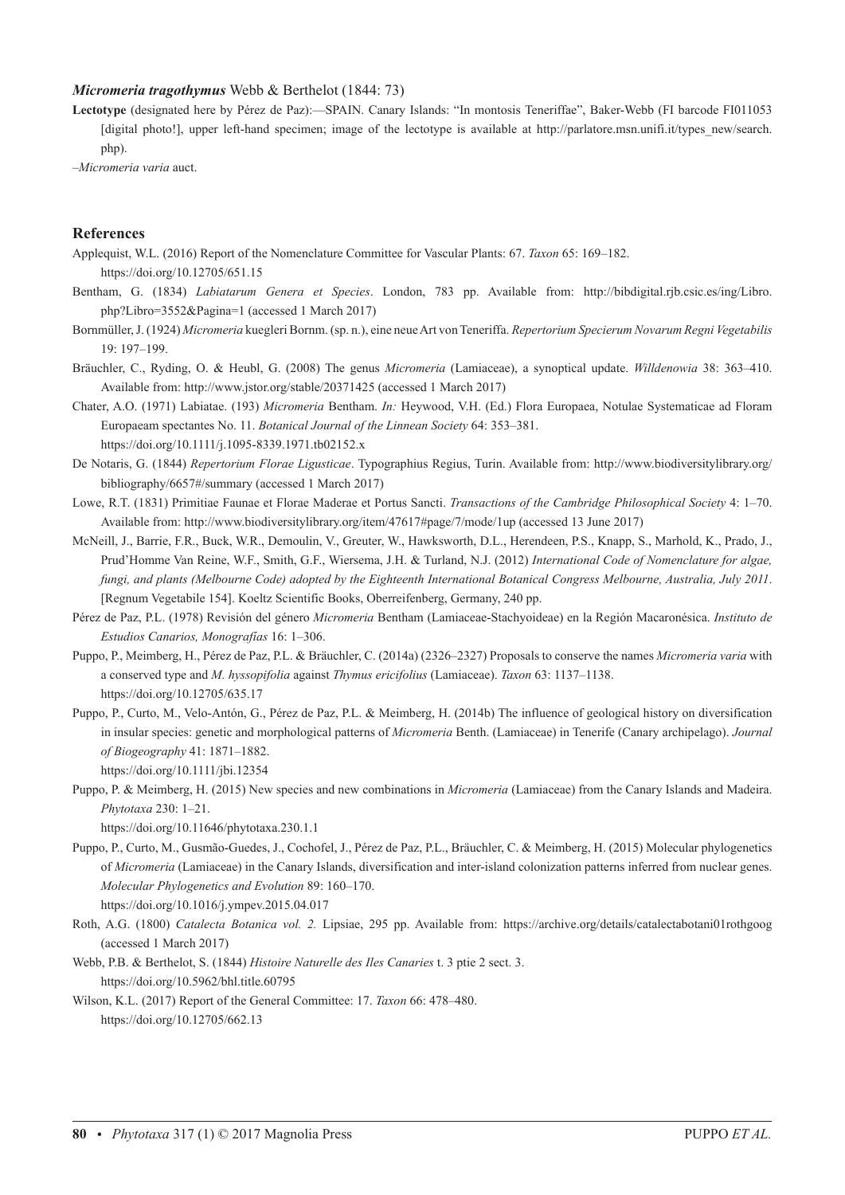***Micromeria tragothymus*** Webb & Berthelot (1844: 73)

**Lectotype** (designated here by Pérez de Paz):—SPAIN. Canary Islands: "In montosis Teneriffae", Baker-Webb (FI barcode FI011053 [digital photo!], upper left-hand specimen; image of the lectotype is available at http://parlatore.msn.unifi.it/types_new/search.php).

–*Micromeria varia* auct.

## References

Applequist, W.L. (2016) Report of the Nomenclature Committee for Vascular Plants: 67. *Taxon* 65: 169–182. https://doi.org/10.12705/651.15

Bentham, G. (1834) *Labiatarum Genera et Species*. London, 783 pp. Available from: http://bibdigital.rjb.csic.es/ing/Libro.php?Libro=3552&Pagina=1 (accessed 1 March 2017)

Bornmüller, J. (1924) *Micromeria* kuegleri Bornm. (sp. n.), eine neue Art von Teneriffa. *Repertorium Specierum Novarum Regni Vegetabilis* 19: 197–199.

Bräuchler, C., Ryding, O. & Heubl, G. (2008) The genus *Micromeria* (Lamiaceae), a synoptical update. *Willdenowia* 38: 363–410. Available from: http://www.jstor.org/stable/20371425 (accessed 1 March 2017)

Chater, A.O. (1971) Labiatae. (193) *Micromeria* Bentham. *In:* Heywood, V.H. (Ed.) Flora Europaea, Notulae Systematicae ad Floram Europaeam spectantes No. 11. *Botanical Journal of the Linnean Society* 64: 353–381. https://doi.org/10.1111/j.1095-8339.1971.tb02152.x

De Notaris, G. (1844) *Repertorium Florae Ligusticae*. Typographius Regius, Turin. Available from: http://www.biodiversitylibrary.org/bibliography/6657#/summary (accessed 1 March 2017)

Lowe, R.T. (1831) Primitiae Faunae et Florae Maderae et Portus Sancti. *Transactions of the Cambridge Philosophical Society* 4: 1–70. Available from: http://www.biodiversitylibrary.org/item/47617#page/7/mode/1up (accessed 13 June 2017)

McNeill, J., Barrie, F.R., Buck, W.R., Demoulin, V., Greuter, W., Hawksworth, D.L., Herendeen, P.S., Knapp, S., Marhold, K., Prado, J., Prud'Homme Van Reine, W.F., Smith, G.F., Wiersema, J.H. & Turland, N.J. (2012) *International Code of Nomenclature for algae, fungi, and plants (Melbourne Code) adopted by the Eighteenth International Botanical Congress Melbourne, Australia, July 2011*. [Regnum Vegetabile 154]. Koeltz Scientific Books, Oberreifenberg, Germany, 240 pp.

Pérez de Paz, P.L. (1978) Revisión del género *Micromeria* Bentham (Lamiaceae-Stachyoideae) en la Región Macaronésica. *Instituto de Estudios Canarios, Monografías* 16: 1–306.

Puppo, P., Meimberg, H., Pérez de Paz, P.L. & Bräuchler, C. (2014a) (2326–2327) Proposals to conserve the names *Micromeria varia* with a conserved type and *M. hyssopifolia* against *Thymus ericifolius* (Lamiaceae). *Taxon* 63: 1137–1138. https://doi.org/10.12705/635.17

Puppo, P., Curto, M., Velo-Antón, G., Pérez de Paz, P.L. & Meimberg, H. (2014b) The influence of geological history on diversification in insular species: genetic and morphological patterns of *Micromeria* Benth. (Lamiaceae) in Tenerife (Canary archipelago). *Journal of Biogeography* 41: 1871–1882. https://doi.org/10.1111/jbi.12354

Puppo, P. & Meimberg, H. (2015) New species and new combinations in *Micromeria* (Lamiaceae) from the Canary Islands and Madeira. *Phytotaxa* 230: 1–21. https://doi.org/10.11646/phytotaxa.230.1.1

Puppo, P., Curto, M., Gusmão-Guedes, J., Cochofel, J., Pérez de Paz, P.L., Bräuchler, C. & Meimberg, H. (2015) Molecular phylogenetics of *Micromeria* (Lamiaceae) in the Canary Islands, diversification and inter-island colonization patterns inferred from nuclear genes. *Molecular Phylogenetics and Evolution* 89: 160–170. https://doi.org/10.1016/j.ympev.2015.04.017

Roth, A.G. (1800) *Catalecta Botanica vol. 2.* Lipsiae, 295 pp. Available from: https://archive.org/details/catalectabotani01rothgoog (accessed 1 March 2017)

Webb, P.B. & Berthelot, S. (1844) *Histoire Naturelle des Iles Canaries* t. 3 ptie 2 sect. 3. https://doi.org/10.5962/bhl.title.60795

Wilson, K.L. (2017) Report of the General Committee: 17. *Taxon* 66: 478–480. https://doi.org/10.12705/662.13